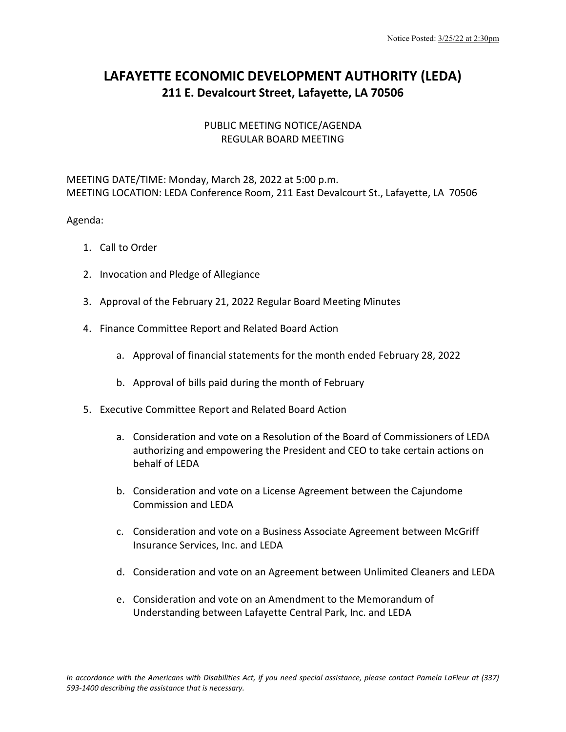Notice Posted: 3/25/22 at 2:30pm

# LAFAYETTE ECONOMIC DEVELOPMENT AUTHORITY (LEDA)
## 211 E. Devalcourt Street, Lafayette, LA 70506

PUBLIC MEETING NOTICE/AGENDA
REGULAR BOARD MEETING

MEETING DATE/TIME: Monday, March 28, 2022 at 5:00 p.m.
MEETING LOCATION: LEDA Conference Room, 211 East Devalcourt St., Lafayette, LA 70506

Agenda:

1. Call to Order

2. Invocation and Pledge of Allegiance

3. Approval of the February 21, 2022 Regular Board Meeting Minutes

4. Finance Committee Report and Related Board Action

   a. Approval of financial statements for the month ended February 28, 2022

   b. Approval of bills paid during the month of February

5. Executive Committee Report and Related Board Action

   a. Consideration and vote on a Resolution of the Board of Commissioners of LEDA authorizing and empowering the President and CEO to take certain actions on behalf of LEDA

   b. Consideration and vote on a License Agreement between the Cajundome Commission and LEDA

   c. Consideration and vote on a Business Associate Agreement between McGriff Insurance Services, Inc. and LEDA

   d. Consideration and vote on an Agreement between Unlimited Cleaners and LEDA

   e. Consideration and vote on an Amendment to the Memorandum of Understanding between Lafayette Central Park, Inc. and LEDA

*In accordance with the Americans with Disabilities Act, if you need special assistance, please contact Pamela LaFleur at (337) 593-1400 describing the assistance that is necessary.*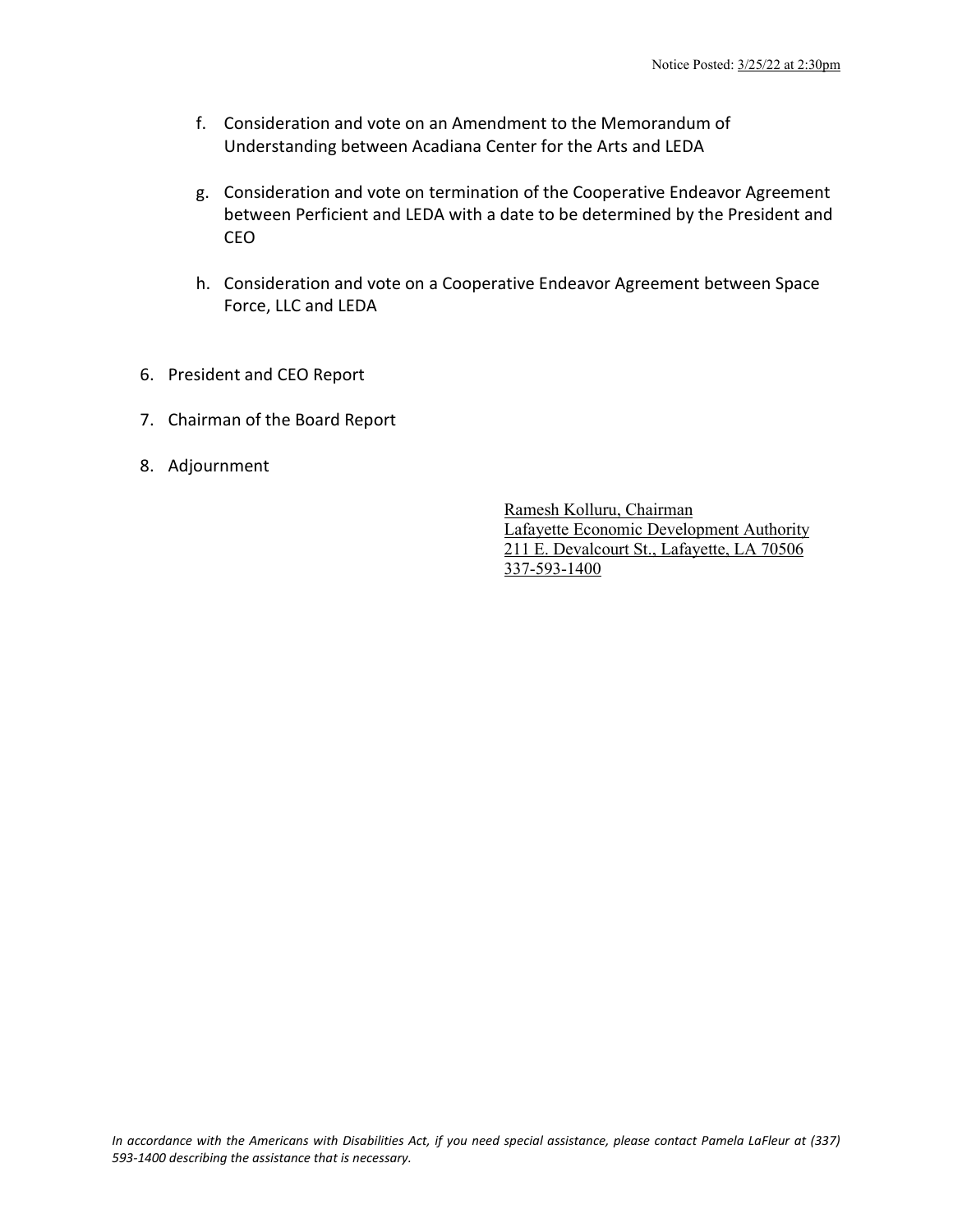Notice Posted: 3/25/22 at 2:30pm

f. Consideration and vote on an Amendment to the Memorandum of Understanding between Acadiana Center for the Arts and LEDA

g. Consideration and vote on termination of the Cooperative Endeavor Agreement between Perficient and LEDA with a date to be determined by the President and CEO

h. Consideration and vote on a Cooperative Endeavor Agreement between Space Force, LLC and LEDA

6. President and CEO Report

7. Chairman of the Board Report

8. Adjournment

Ramesh Kolluru, Chairman
Lafayette Economic Development Authority
211 E. Devalcourt St., Lafayette, LA 70506
337-593-1400

*In accordance with the Americans with Disabilities Act, if you need special assistance, please contact Pamela LaFleur at (337) 593-1400 describing the assistance that is necessary.*